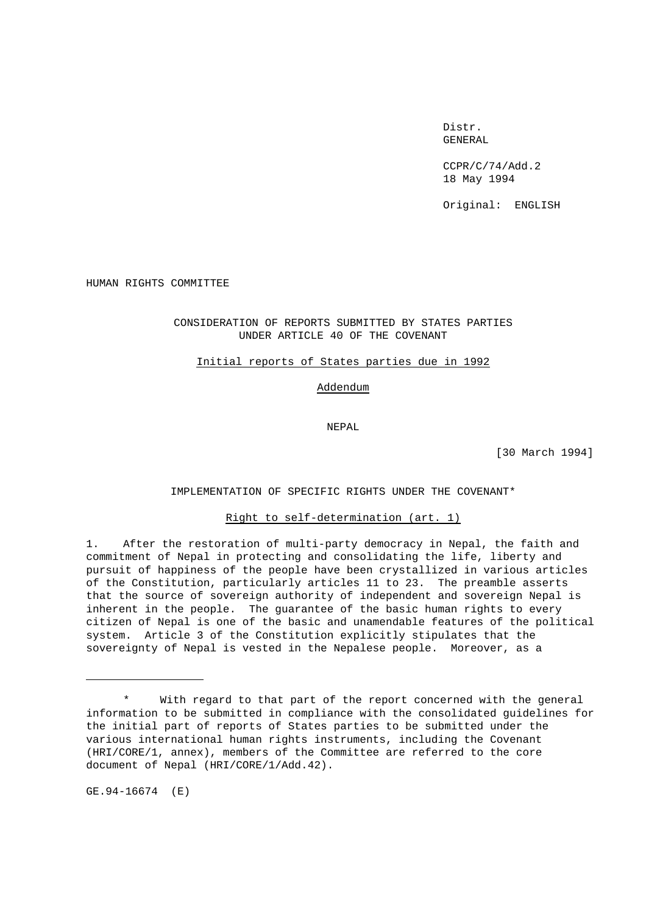Distr.
GENERAL

CCPR/C/74/Add.2
18 May 1994

Original: ENGLISH

HUMAN RIGHTS COMMITTEE

## CONSIDERATION OF REPORTS SUBMITTED BY STATES PARTIES UNDER ARTICLE 40 OF THE COVENANT

Initial reports of States parties due in 1992

Addendum

NEPAL

[30 March 1994]

## IMPLEMENTATION OF SPECIFIC RIGHTS UNDER THE COVENANT*

### Right to self-determination (art. 1)

1. After the restoration of multi-party democracy in Nepal, the faith and commitment of Nepal in protecting and consolidating the life, liberty and pursuit of happiness of the people have been crystallized in various articles of the Constitution, particularly articles 11 to 23. The preamble asserts that the source of sovereign authority of independent and sovereign Nepal is inherent in the people. The guarantee of the basic human rights to every citizen of Nepal is one of the basic and unamendable features of the political system. Article 3 of the Constitution explicitly stipulates that the sovereignty of Nepal is vested in the Nepalese people. Moreover, as a

---

\* With regard to that part of the report concerned with the general information to be submitted in compliance with the consolidated guidelines for the initial part of reports of States parties to be submitted under the various international human rights instruments, including the Covenant (HRI/CORE/1, annex), members of the Committee are referred to the core document of Nepal (HRI/CORE/1/Add.42).

GE.94-16674 (E)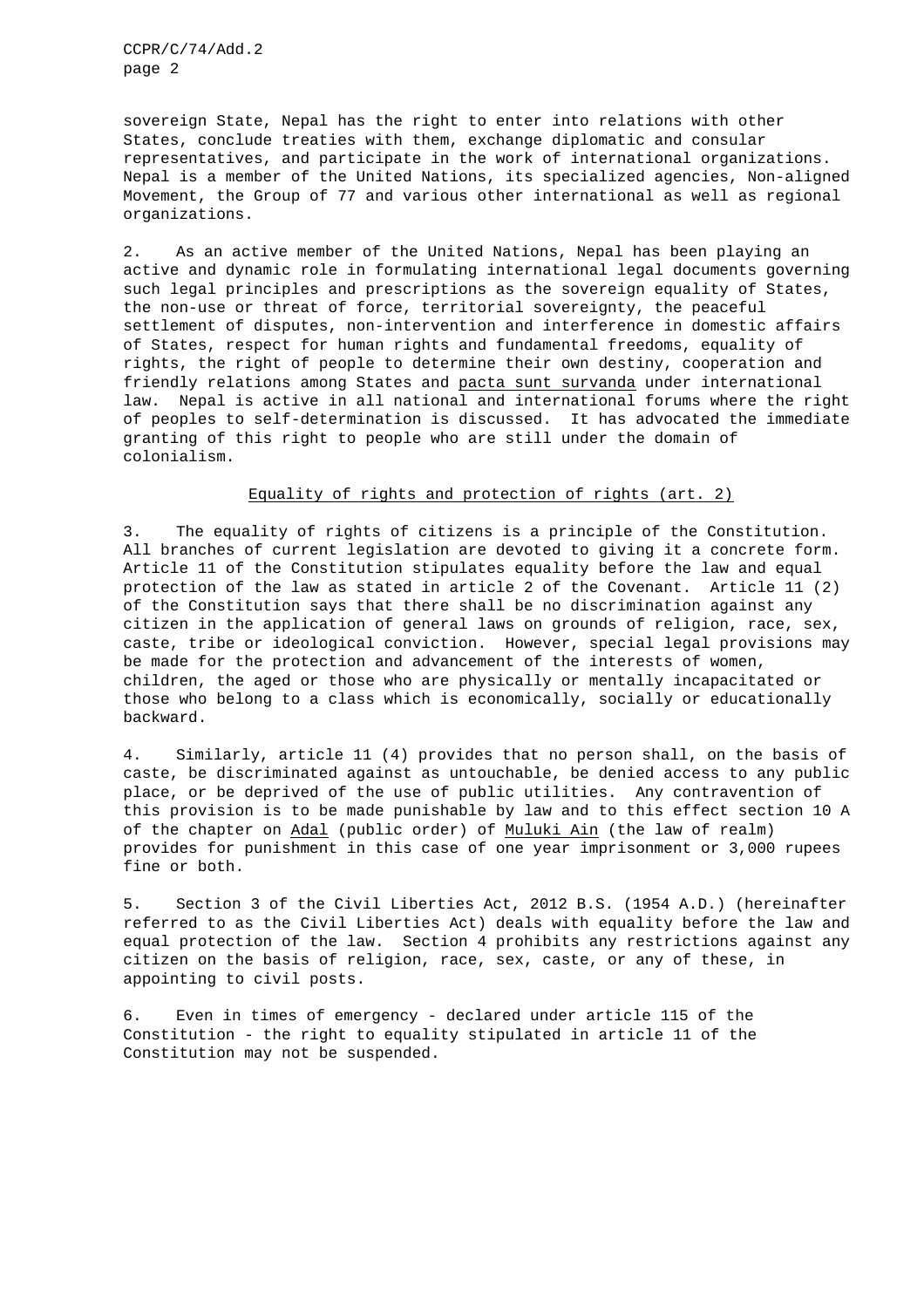sovereign State, Nepal has the right to enter into relations with other States, conclude treaties with them, exchange diplomatic and consular representatives, and participate in the work of international organizations. Nepal is a member of the United Nations, its specialized agencies, Non-aligned Movement, the Group of 77 and various other international as well as regional organizations.

2. As an active member of the United Nations, Nepal has been playing an active and dynamic role in formulating international legal documents governing such legal principles and prescriptions as the sovereign equality of States, the non-use or threat of force, territorial sovereignty, the peaceful settlement of disputes, non-intervention and interference in domestic affairs of States, respect for human rights and fundamental freedoms, equality of rights, the right of people to determine their own destiny, cooperation and friendly relations among States and *pacta sunt survanda* under international law. Nepal is active in all national and international forums where the right of peoples to self-determination is discussed. It has advocated the immediate granting of this right to people who are still under the domain of colonialism.

## Equality of rights and protection of rights (art. 2)

3. The equality of rights of citizens is a principle of the Constitution. All branches of current legislation are devoted to giving it a concrete form. Article 11 of the Constitution stipulates equality before the law and equal protection of the law as stated in article 2 of the Covenant. Article 11 (2) of the Constitution says that there shall be no discrimination against any citizen in the application of general laws on grounds of religion, race, sex, caste, tribe or ideological conviction. However, special legal provisions may be made for the protection and advancement of the interests of women, children, the aged or those who are physically or mentally incapacitated or those who belong to a class which is economically, socially or educationally backward.

4. Similarly, article 11 (4) provides that no person shall, on the basis of caste, be discriminated against as untouchable, be denied access to any public place, or be deprived of the use of public utilities. Any contravention of this provision is to be made punishable by law and to this effect section 10 A of the chapter on *Adal* (public order) of *Muluki Ain* (the law of realm) provides for punishment in this case of one year imprisonment or 3,000 rupees fine or both.

5. Section 3 of the Civil Liberties Act, 2012 B.S. (1954 A.D.) (hereinafter referred to as the Civil Liberties Act) deals with equality before the law and equal protection of the law. Section 4 prohibits any restrictions against any citizen on the basis of religion, race, sex, caste, or any of these, in appointing to civil posts.

6. Even in times of emergency - declared under article 115 of the Constitution - the right to equality stipulated in article 11 of the Constitution may not be suspended.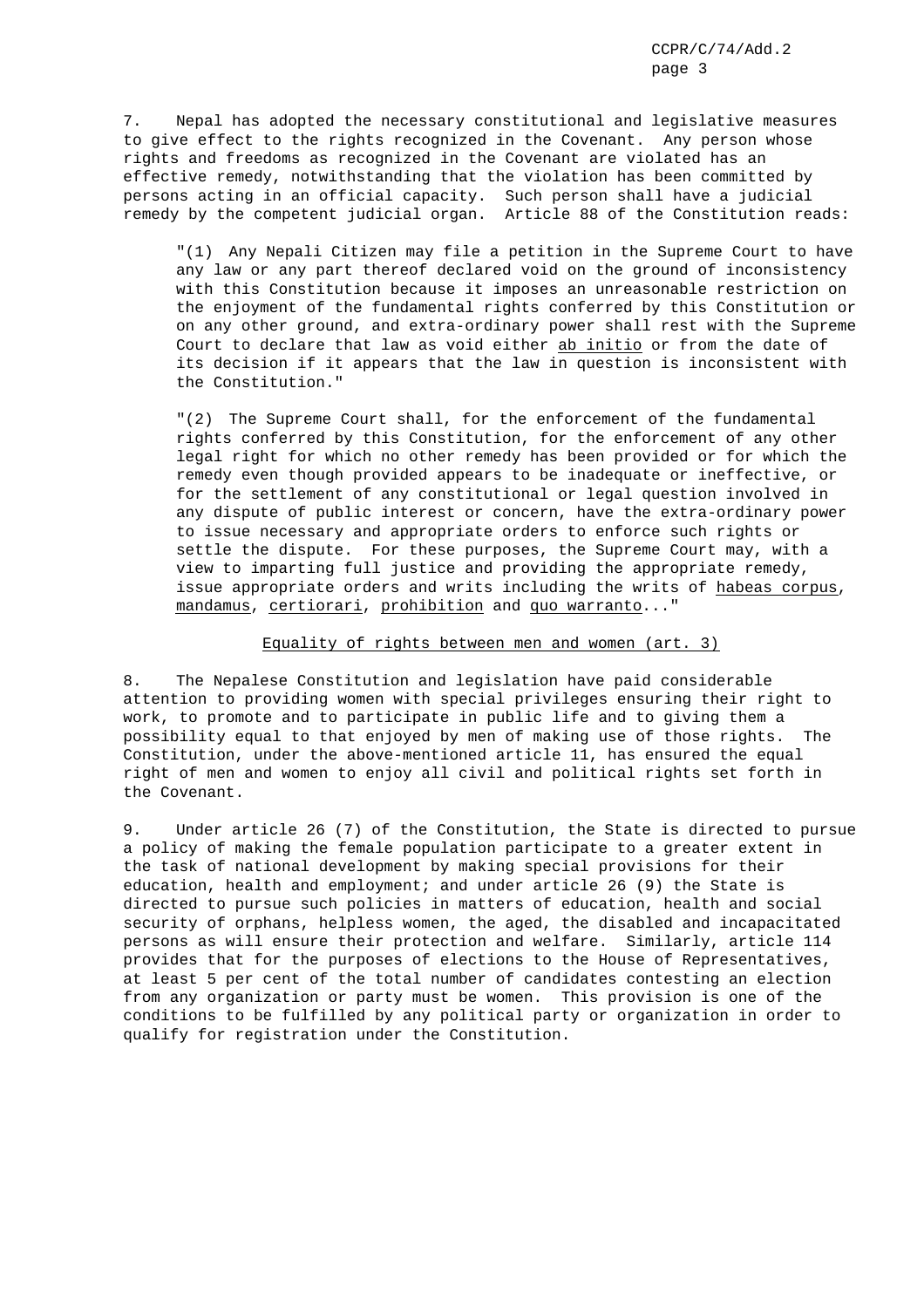7. Nepal has adopted the necessary constitutional and legislative measures to give effect to the rights recognized in the Covenant. Any person whose rights and freedoms as recognized in the Covenant are violated has an effective remedy, notwithstanding that the violation has been committed by persons acting in an official capacity. Such person shall have a judicial remedy by the competent judicial organ. Article 88 of the Constitution reads:

> "(1) Any Nepali Citizen may file a petition in the Supreme Court to have any law or any part thereof declared void on the ground of inconsistency with this Constitution because it imposes an unreasonable restriction on the enjoyment of the fundamental rights conferred by this Constitution or on any other ground, and extra-ordinary power shall rest with the Supreme Court to declare that law as void either _ab initio_ or from the date of its decision if it appears that the law in question is inconsistent with the Constitution."
>
> "(2) The Supreme Court shall, for the enforcement of the fundamental rights conferred by this Constitution, for the enforcement of any other legal right for which no other remedy has been provided or for which the remedy even though provided appears to be inadequate or ineffective, or for the settlement of any constitutional or legal question involved in any dispute of public interest or concern, have the extra-ordinary power to issue necessary and appropriate orders to enforce such rights or settle the dispute. For these purposes, the Supreme Court may, with a view to imparting full justice and providing the appropriate remedy, issue appropriate orders and writs including the writs of _habeas corpus_, _mandamus_, _certiorari_, _prohibition_ and _quo warranto_..."

## Equality of rights between men and women (art. 3)

8. The Nepalese Constitution and legislation have paid considerable attention to providing women with special privileges ensuring their right to work, to promote and to participate in public life and to giving them a possibility equal to that enjoyed by men of making use of those rights. The Constitution, under the above-mentioned article 11, has ensured the equal right of men and women to enjoy all civil and political rights set forth in the Covenant.

9. Under article 26 (7) of the Constitution, the State is directed to pursue a policy of making the female population participate to a greater extent in the task of national development by making special provisions for their education, health and employment; and under article 26 (9) the State is directed to pursue such policies in matters of education, health and social security of orphans, helpless women, the aged, the disabled and incapacitated persons as will ensure their protection and welfare. Similarly, article 114 provides that for the purposes of elections to the House of Representatives, at least 5 per cent of the total number of candidates contesting an election from any organization or party must be women. This provision is one of the conditions to be fulfilled by any political party or organization in order to qualify for registration under the Constitution.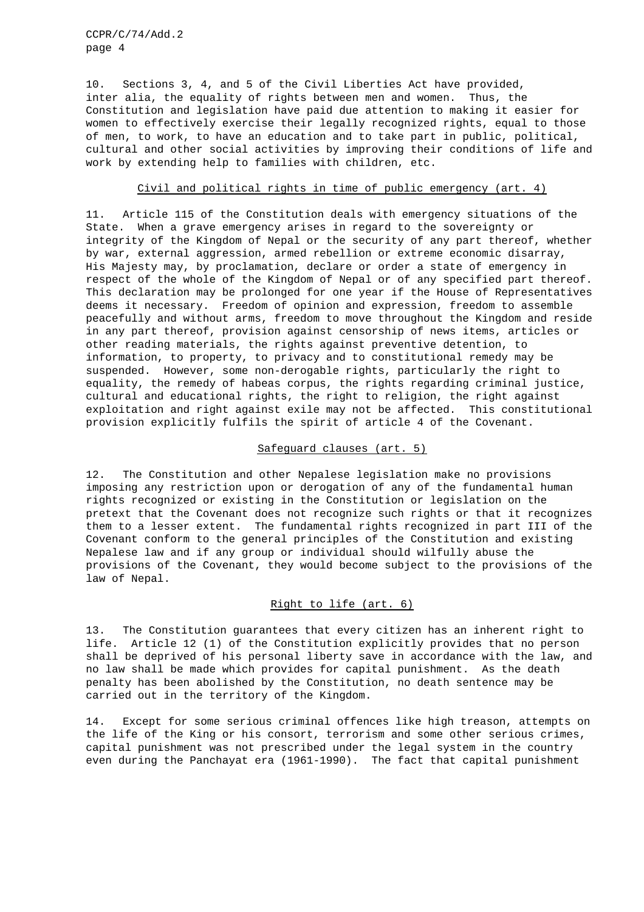10. Sections 3, 4, and 5 of the Civil Liberties Act have provided, inter alia, the equality of rights between men and women. Thus, the Constitution and legislation have paid due attention to making it easier for women to effectively exercise their legally recognized rights, equal to those of men, to work, to have an education and to take part in public, political, cultural and other social activities by improving their conditions of life and work by extending help to families with children, etc.

## Civil and political rights in time of public emergency (art. 4)

11. Article 115 of the Constitution deals with emergency situations of the State. When a grave emergency arises in regard to the sovereignty or integrity of the Kingdom of Nepal or the security of any part thereof, whether by war, external aggression, armed rebellion or extreme economic disarray, His Majesty may, by proclamation, declare or order a state of emergency in respect of the whole of the Kingdom of Nepal or of any specified part thereof. This declaration may be prolonged for one year if the House of Representatives deems it necessary. Freedom of opinion and expression, freedom to assemble peacefully and without arms, freedom to move throughout the Kingdom and reside in any part thereof, provision against censorship of news items, articles or other reading materials, the rights against preventive detention, to information, to property, to privacy and to constitutional remedy may be suspended. However, some non-derogable rights, particularly the right to equality, the remedy of habeas corpus, the rights regarding criminal justice, cultural and educational rights, the right to religion, the right against exploitation and right against exile may not be affected. This constitutional provision explicitly fulfils the spirit of article 4 of the Covenant.

## Safeguard clauses (art. 5)

12. The Constitution and other Nepalese legislation make no provisions imposing any restriction upon or derogation of any of the fundamental human rights recognized or existing in the Constitution or legislation on the pretext that the Covenant does not recognize such rights or that it recognizes them to a lesser extent. The fundamental rights recognized in part III of the Covenant conform to the general principles of the Constitution and existing Nepalese law and if any group or individual should wilfully abuse the provisions of the Covenant, they would become subject to the provisions of the law of Nepal.

## Right to life (art. 6)

13. The Constitution guarantees that every citizen has an inherent right to life. Article 12 (1) of the Constitution explicitly provides that no person shall be deprived of his personal liberty save in accordance with the law, and no law shall be made which provides for capital punishment. As the death penalty has been abolished by the Constitution, no death sentence may be carried out in the territory of the Kingdom.

14. Except for some serious criminal offences like high treason, attempts on the life of the King or his consort, terrorism and some other serious crimes, capital punishment was not prescribed under the legal system in the country even during the Panchayat era (1961-1990). The fact that capital punishment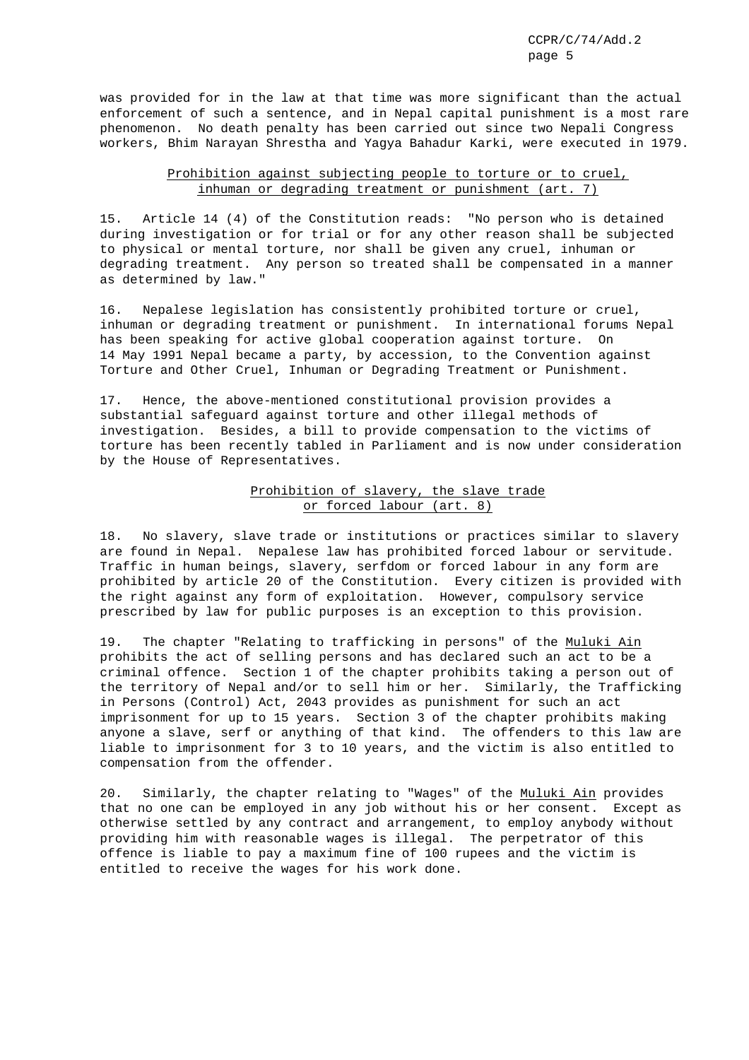was provided for in the law at that time was more significant than the actual enforcement of such a sentence, and in Nepal capital punishment is a most rare phenomenon. No death penalty has been carried out since two Nepali Congress workers, Bhim Narayan Shrestha and Yagya Bahadur Karki, were executed in 1979.

### Prohibition against subjecting people to torture or to cruel, inhuman or degrading treatment or punishment (art. 7)

15. Article 14 (4) of the Constitution reads: "No person who is detained during investigation or for trial or for any other reason shall be subjected to physical or mental torture, nor shall be given any cruel, inhuman or degrading treatment. Any person so treated shall be compensated in a manner as determined by law."

16. Nepalese legislation has consistently prohibited torture or cruel, inhuman or degrading treatment or punishment. In international forums Nepal has been speaking for active global cooperation against torture. On 14 May 1991 Nepal became a party, by accession, to the Convention against Torture and Other Cruel, Inhuman or Degrading Treatment or Punishment.

17. Hence, the above-mentioned constitutional provision provides a substantial safeguard against torture and other illegal methods of investigation. Besides, a bill to provide compensation to the victims of torture has been recently tabled in Parliament and is now under consideration by the House of Representatives.

### Prohibition of slavery, the slave trade or forced labour (art. 8)

18. No slavery, slave trade or institutions or practices similar to slavery are found in Nepal. Nepalese law has prohibited forced labour or servitude. Traffic in human beings, slavery, serfdom or forced labour in any form are prohibited by article 20 of the Constitution. Every citizen is provided with the right against any form of exploitation. However, compulsory service prescribed by law for public purposes is an exception to this provision.

19. The chapter "Relating to trafficking in persons" of the *Muluki Ain* prohibits the act of selling persons and has declared such an act to be a criminal offence. Section 1 of the chapter prohibits taking a person out of the territory of Nepal and/or to sell him or her. Similarly, the Trafficking in Persons (Control) Act, 2043 provides as punishment for such an act imprisonment for up to 15 years. Section 3 of the chapter prohibits making anyone a slave, serf or anything of that kind. The offenders to this law are liable to imprisonment for 3 to 10 years, and the victim is also entitled to compensation from the offender.

20. Similarly, the chapter relating to "Wages" of the *Muluki Ain* provides that no one can be employed in any job without his or her consent. Except as otherwise settled by any contract and arrangement, to employ anybody without providing him with reasonable wages is illegal. The perpetrator of this offence is liable to pay a maximum fine of 100 rupees and the victim is entitled to receive the wages for his work done.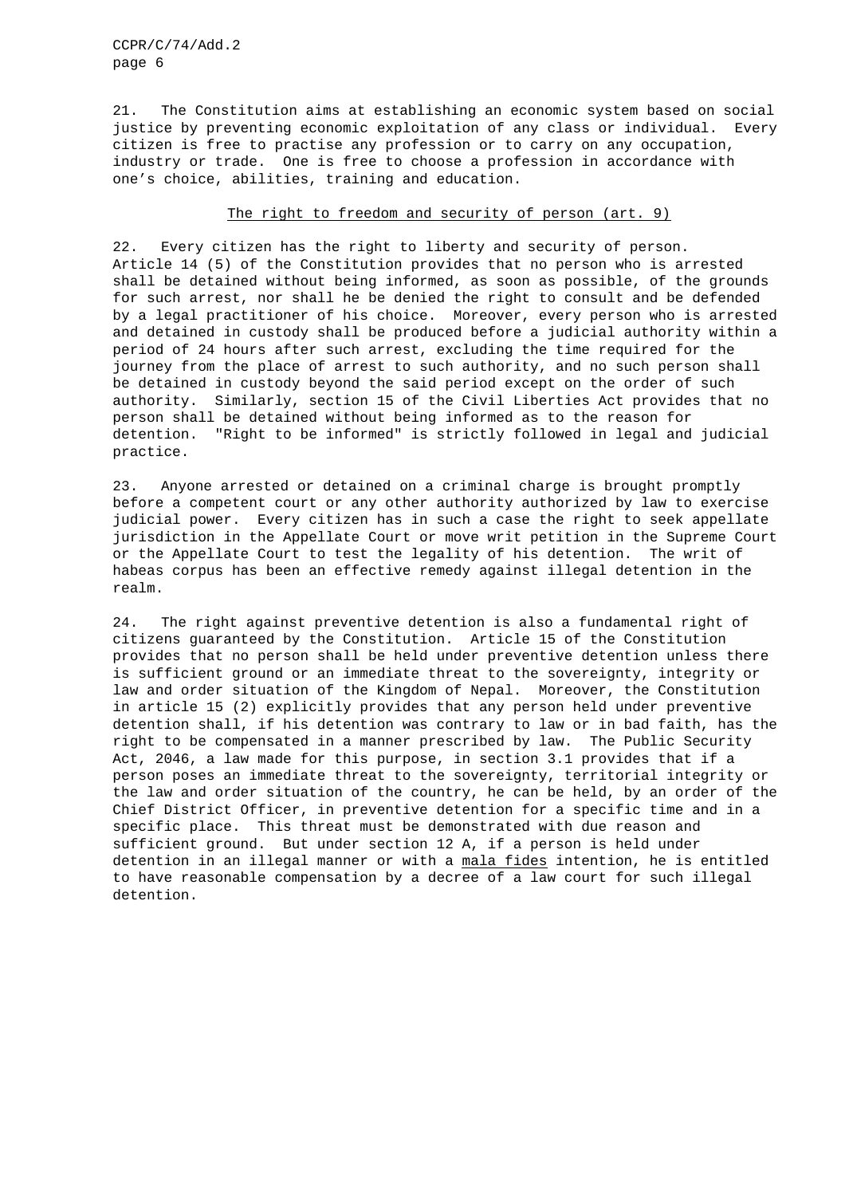21. The Constitution aims at establishing an economic system based on social justice by preventing economic exploitation of any class or individual. Every citizen is free to practise any profession or to carry on any occupation, industry or trade. One is free to choose a profession in accordance with one's choice, abilities, training and education.

## The right to freedom and security of person (art. 9)

22. Every citizen has the right to liberty and security of person. Article 14 (5) of the Constitution provides that no person who is arrested shall be detained without being informed, as soon as possible, of the grounds for such arrest, nor shall he be denied the right to consult and be defended by a legal practitioner of his choice. Moreover, every person who is arrested and detained in custody shall be produced before a judicial authority within a period of 24 hours after such arrest, excluding the time required for the journey from the place of arrest to such authority, and no such person shall be detained in custody beyond the said period except on the order of such authority. Similarly, section 15 of the Civil Liberties Act provides that no person shall be detained without being informed as to the reason for detention. "Right to be informed" is strictly followed in legal and judicial practice.

23. Anyone arrested or detained on a criminal charge is brought promptly before a competent court or any other authority authorized by law to exercise judicial power. Every citizen has in such a case the right to seek appellate jurisdiction in the Appellate Court or move writ petition in the Supreme Court or the Appellate Court to test the legality of his detention. The writ of habeas corpus has been an effective remedy against illegal detention in the realm.

24. The right against preventive detention is also a fundamental right of citizens guaranteed by the Constitution. Article 15 of the Constitution provides that no person shall be held under preventive detention unless there is sufficient ground or an immediate threat to the sovereignty, integrity or law and order situation of the Kingdom of Nepal. Moreover, the Constitution in article 15 (2) explicitly provides that any person held under preventive detention shall, if his detention was contrary to law or in bad faith, has the right to be compensated in a manner prescribed by law. The Public Security Act, 2046, a law made for this purpose, in section 3.1 provides that if a person poses an immediate threat to the sovereignty, territorial integrity or the law and order situation of the country, he can be held, by an order of the Chief District Officer, in preventive detention for a specific time and in a specific place. This threat must be demonstrated with due reason and sufficient ground. But under section 12 A, if a person is held under detention in an illegal manner or with a *mala fides* intention, he is entitled to have reasonable compensation by a decree of a law court for such illegal detention.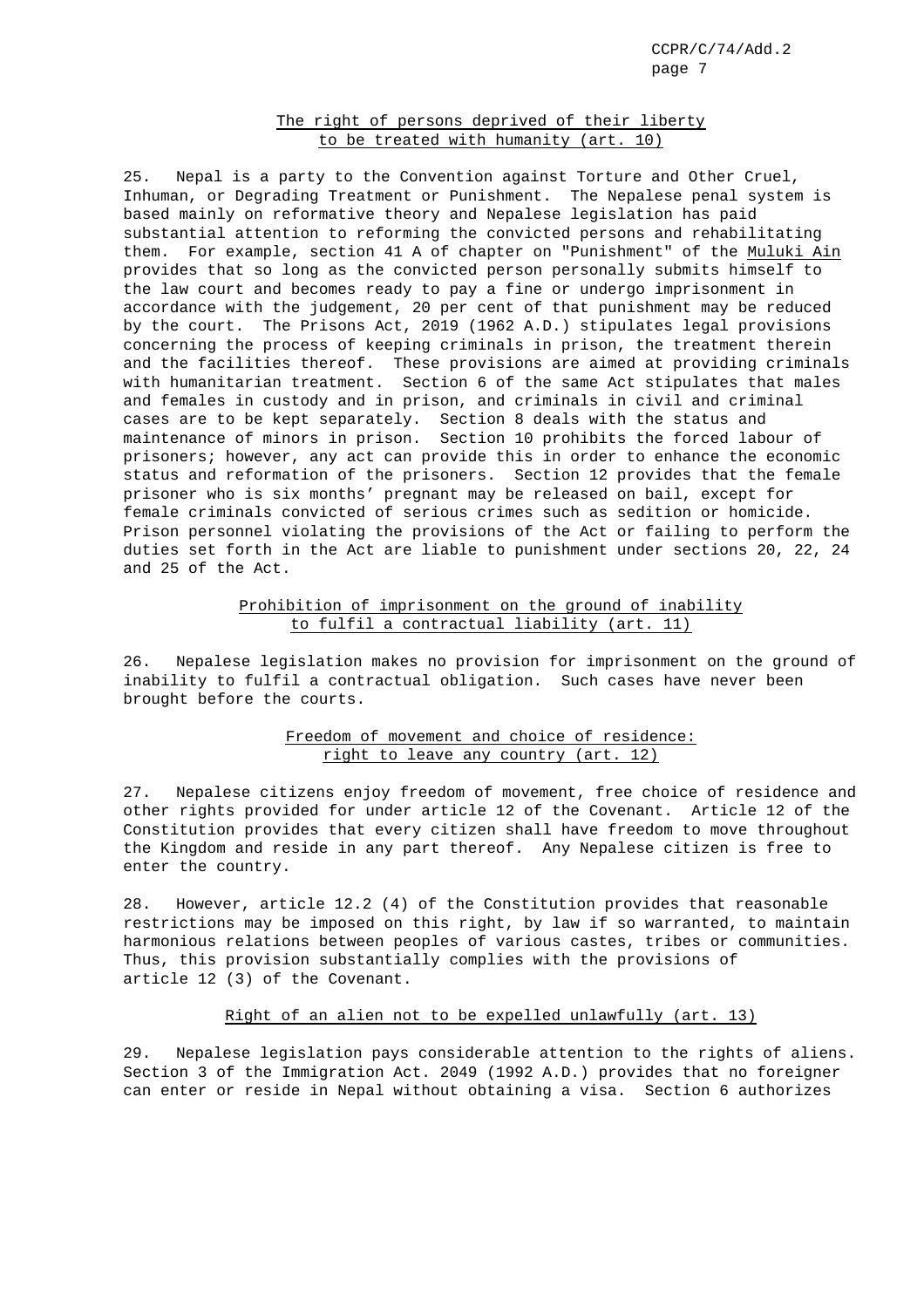## The right of persons deprived of their liberty to be treated with humanity (art. 10)

25. Nepal is a party to the Convention against Torture and Other Cruel, Inhuman, or Degrading Treatment or Punishment. The Nepalese penal system is based mainly on reformative theory and Nepalese legislation has paid substantial attention to reforming the convicted persons and rehabilitating them. For example, section 41 A of chapter on "Punishment" of the Muluki Ain provides that so long as the convicted person personally submits himself to the law court and becomes ready to pay a fine or undergo imprisonment in accordance with the judgement, 20 per cent of that punishment may be reduced by the court. The Prisons Act, 2019 (1962 A.D.) stipulates legal provisions concerning the process of keeping criminals in prison, the treatment therein and the facilities thereof. These provisions are aimed at providing criminals with humanitarian treatment. Section 6 of the same Act stipulates that males and females in custody and in prison, and criminals in civil and criminal cases are to be kept separately. Section 8 deals with the status and maintenance of minors in prison. Section 10 prohibits the forced labour of prisoners; however, any act can provide this in order to enhance the economic status and reformation of the prisoners. Section 12 provides that the female prisoner who is six months' pregnant may be released on bail, except for female criminals convicted of serious crimes such as sedition or homicide. Prison personnel violating the provisions of the Act or failing to perform the duties set forth in the Act are liable to punishment under sections 20, 22, 24 and 25 of the Act.

## Prohibition of imprisonment on the ground of inability to fulfil a contractual liability (art. 11)

26. Nepalese legislation makes no provision for imprisonment on the ground of inability to fulfil a contractual obligation. Such cases have never been brought before the courts.

## Freedom of movement and choice of residence: right to leave any country (art. 12)

27. Nepalese citizens enjoy freedom of movement, free choice of residence and other rights provided for under article 12 of the Covenant. Article 12 of the Constitution provides that every citizen shall have freedom to move throughout the Kingdom and reside in any part thereof. Any Nepalese citizen is free to enter the country.

28. However, article 12.2 (4) of the Constitution provides that reasonable restrictions may be imposed on this right, by law if so warranted, to maintain harmonious relations between peoples of various castes, tribes or communities. Thus, this provision substantially complies with the provisions of article 12 (3) of the Covenant.

## Right of an alien not to be expelled unlawfully (art. 13)

29. Nepalese legislation pays considerable attention to the rights of aliens. Section 3 of the Immigration Act. 2049 (1992 A.D.) provides that no foreigner can enter or reside in Nepal without obtaining a visa. Section 6 authorizes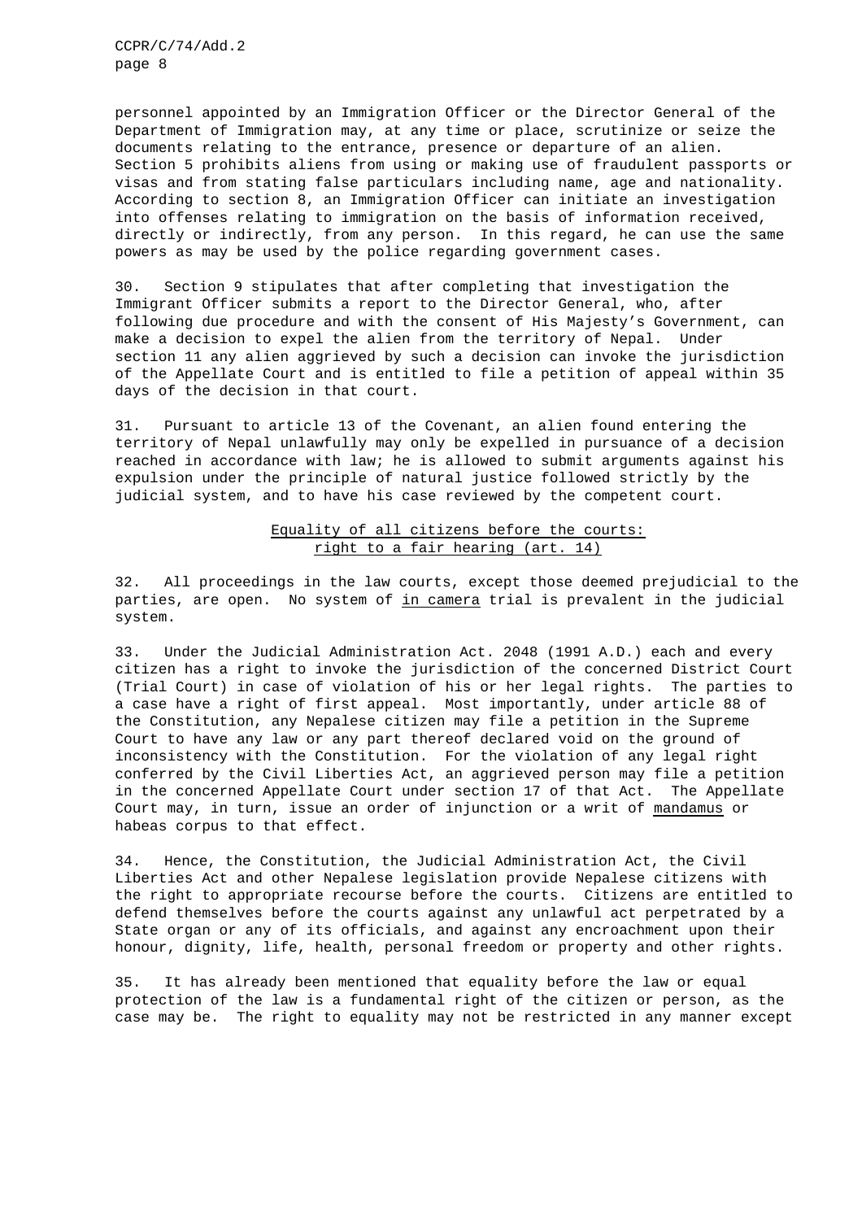personnel appointed by an Immigration Officer or the Director General of the Department of Immigration may, at any time or place, scrutinize or seize the documents relating to the entrance, presence or departure of an alien. Section 5 prohibits aliens from using or making use of fraudulent passports or visas and from stating false particulars including name, age and nationality. According to section 8, an Immigration Officer can initiate an investigation into offenses relating to immigration on the basis of information received, directly or indirectly, from any person. In this regard, he can use the same powers as may be used by the police regarding government cases.

30. Section 9 stipulates that after completing that investigation the Immigrant Officer submits a report to the Director General, who, after following due procedure and with the consent of His Majesty's Government, can make a decision to expel the alien from the territory of Nepal. Under section 11 any alien aggrieved by such a decision can invoke the jurisdiction of the Appellate Court and is entitled to file a petition of appeal within 35 days of the decision in that court.

31. Pursuant to article 13 of the Covenant, an alien found entering the territory of Nepal unlawfully may only be expelled in pursuance of a decision reached in accordance with law; he is allowed to submit arguments against his expulsion under the principle of natural justice followed strictly by the judicial system, and to have his case reviewed by the competent court.

## Equality of all citizens before the courts: right to a fair hearing (art. 14)

32. All proceedings in the law courts, except those deemed prejudicial to the parties, are open. No system of *in camera* trial is prevalent in the judicial system.

33. Under the Judicial Administration Act. 2048 (1991 A.D.) each and every citizen has a right to invoke the jurisdiction of the concerned District Court (Trial Court) in case of violation of his or her legal rights. The parties to a case have a right of first appeal. Most importantly, under article 88 of the Constitution, any Nepalese citizen may file a petition in the Supreme Court to have any law or any part thereof declared void on the ground of inconsistency with the Constitution. For the violation of any legal right conferred by the Civil Liberties Act, an aggrieved person may file a petition in the concerned Appellate Court under section 17 of that Act. The Appellate Court may, in turn, issue an order of injunction or a writ of *mandamus* or habeas corpus to that effect.

34. Hence, the Constitution, the Judicial Administration Act, the Civil Liberties Act and other Nepalese legislation provide Nepalese citizens with the right to appropriate recourse before the courts. Citizens are entitled to defend themselves before the courts against any unlawful act perpetrated by a State organ or any of its officials, and against any encroachment upon their honour, dignity, life, health, personal freedom or property and other rights.

35. It has already been mentioned that equality before the law or equal protection of the law is a fundamental right of the citizen or person, as the case may be. The right to equality may not be restricted in any manner except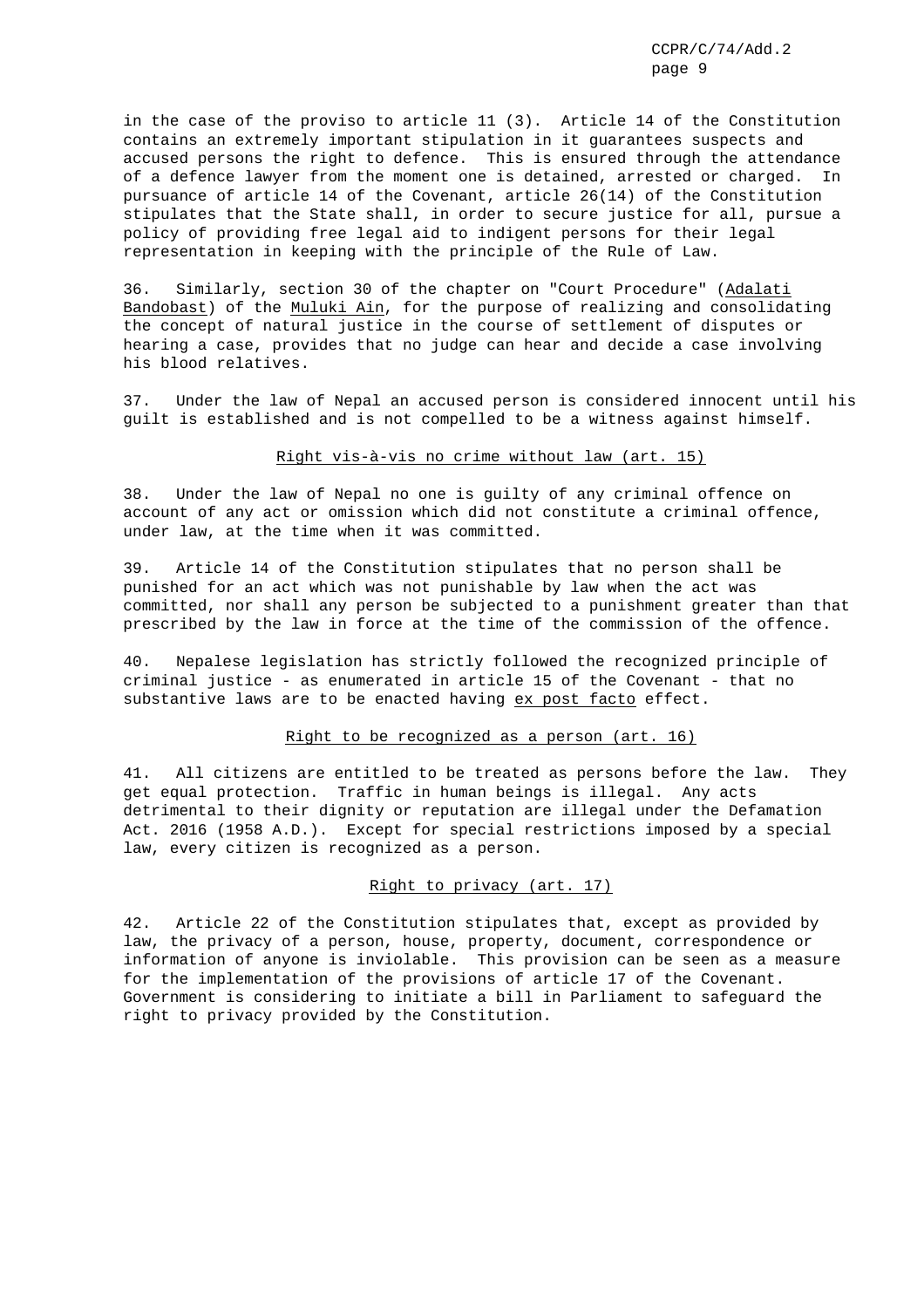in the case of the proviso to article 11 (3). Article 14 of the Constitution contains an extremely important stipulation in it guarantees suspects and accused persons the right to defence. This is ensured through the attendance of a defence lawyer from the moment one is detained, arrested or charged. In pursuance of article 14 of the Covenant, article 26(14) of the Constitution stipulates that the State shall, in order to secure justice for all, pursue a policy of providing free legal aid to indigent persons for their legal representation in keeping with the principle of the Rule of Law.

36. Similarly, section 30 of the chapter on "Court Procedure" (_Adalati Bandobast_) of the _Muluki Ain_, for the purpose of realizing and consolidating the concept of natural justice in the course of settlement of disputes or hearing a case, provides that no judge can hear and decide a case involving his blood relatives.

37. Under the law of Nepal an accused person is considered innocent until his guilt is established and is not compelled to be a witness against himself.

### Right vis-à-vis no crime without law (art. 15)

38. Under the law of Nepal no one is guilty of any criminal offence on account of any act or omission which did not constitute a criminal offence, under law, at the time when it was committed.

39. Article 14 of the Constitution stipulates that no person shall be punished for an act which was not punishable by law when the act was committed, nor shall any person be subjected to a punishment greater than that prescribed by the law in force at the time of the commission of the offence.

40. Nepalese legislation has strictly followed the recognized principle of criminal justice - as enumerated in article 15 of the Covenant - that no substantive laws are to be enacted having _ex post facto_ effect.

### Right to be recognized as a person (art. 16)

41. All citizens are entitled to be treated as persons before the law. They get equal protection. Traffic in human beings is illegal. Any acts detrimental to their dignity or reputation are illegal under the Defamation Act. 2016 (1958 A.D.). Except for special restrictions imposed by a special law, every citizen is recognized as a person.

### Right to privacy (art. 17)

42. Article 22 of the Constitution stipulates that, except as provided by law, the privacy of a person, house, property, document, correspondence or information of anyone is inviolable. This provision can be seen as a measure for the implementation of the provisions of article 17 of the Covenant. Government is considering to initiate a bill in Parliament to safeguard the right to privacy provided by the Constitution.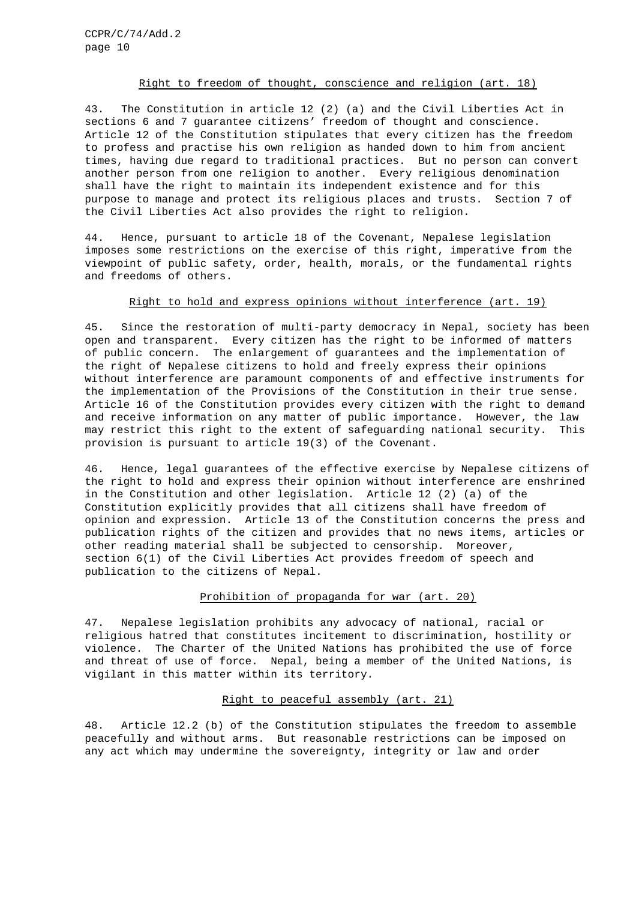## Right to freedom of thought, conscience and religion (art. 18)

43. The Constitution in article 12 (2) (a) and the Civil Liberties Act in sections 6 and 7 guarantee citizens' freedom of thought and conscience. Article 12 of the Constitution stipulates that every citizen has the freedom to profess and practise his own religion as handed down to him from ancient times, having due regard to traditional practices. But no person can convert another person from one religion to another. Every religious denomination shall have the right to maintain its independent existence and for this purpose to manage and protect its religious places and trusts. Section 7 of the Civil Liberties Act also provides the right to religion.

44. Hence, pursuant to article 18 of the Covenant, Nepalese legislation imposes some restrictions on the exercise of this right, imperative from the viewpoint of public safety, order, health, morals, or the fundamental rights and freedoms of others.

## Right to hold and express opinions without interference (art. 19)

45. Since the restoration of multi-party democracy in Nepal, society has been open and transparent. Every citizen has the right to be informed of matters of public concern. The enlargement of guarantees and the implementation of the right of Nepalese citizens to hold and freely express their opinions without interference are paramount components of and effective instruments for the implementation of the Provisions of the Constitution in their true sense. Article 16 of the Constitution provides every citizen with the right to demand and receive information on any matter of public importance. However, the law may restrict this right to the extent of safeguarding national security. This provision is pursuant to article 19(3) of the Covenant.

46. Hence, legal guarantees of the effective exercise by Nepalese citizens of the right to hold and express their opinion without interference are enshrined in the Constitution and other legislation. Article 12 (2) (a) of the Constitution explicitly provides that all citizens shall have freedom of opinion and expression. Article 13 of the Constitution concerns the press and publication rights of the citizen and provides that no news items, articles or other reading material shall be subjected to censorship. Moreover, section 6(1) of the Civil Liberties Act provides freedom of speech and publication to the citizens of Nepal.

## Prohibition of propaganda for war (art. 20)

47. Nepalese legislation prohibits any advocacy of national, racial or religious hatred that constitutes incitement to discrimination, hostility or violence. The Charter of the United Nations has prohibited the use of force and threat of use of force. Nepal, being a member of the United Nations, is vigilant in this matter within its territory.

## Right to peaceful assembly (art. 21)

48. Article 12.2 (b) of the Constitution stipulates the freedom to assemble peacefully and without arms. But reasonable restrictions can be imposed on any act which may undermine the sovereignty, integrity or law and order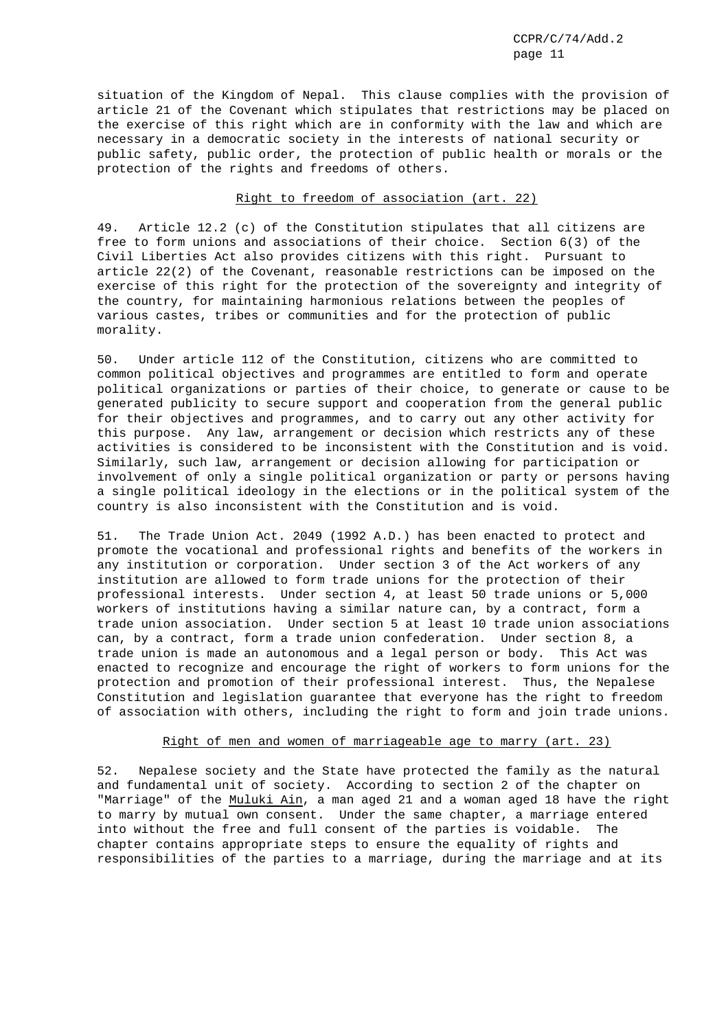situation of the Kingdom of Nepal. This clause complies with the provision of article 21 of the Covenant which stipulates that restrictions may be placed on the exercise of this right which are in conformity with the law and which are necessary in a democratic society in the interests of national security or public safety, public order, the protection of public health or morals or the protection of the rights and freedoms of others.

## Right to freedom of association (art. 22)

49. Article 12.2 (c) of the Constitution stipulates that all citizens are free to form unions and associations of their choice. Section 6(3) of the Civil Liberties Act also provides citizens with this right. Pursuant to article 22(2) of the Covenant, reasonable restrictions can be imposed on the exercise of this right for the protection of the sovereignty and integrity of the country, for maintaining harmonious relations between the peoples of various castes, tribes or communities and for the protection of public morality.

50. Under article 112 of the Constitution, citizens who are committed to common political objectives and programmes are entitled to form and operate political organizations or parties of their choice, to generate or cause to be generated publicity to secure support and cooperation from the general public for their objectives and programmes, and to carry out any other activity for this purpose. Any law, arrangement or decision which restricts any of these activities is considered to be inconsistent with the Constitution and is void. Similarly, such law, arrangement or decision allowing for participation or involvement of only a single political organization or party or persons having a single political ideology in the elections or in the political system of the country is also inconsistent with the Constitution and is void.

51. The Trade Union Act. 2049 (1992 A.D.) has been enacted to protect and promote the vocational and professional rights and benefits of the workers in any institution or corporation. Under section 3 of the Act workers of any institution are allowed to form trade unions for the protection of their professional interests. Under section 4, at least 50 trade unions or 5,000 workers of institutions having a similar nature can, by a contract, form a trade union association. Under section 5 at least 10 trade union associations can, by a contract, form a trade union confederation. Under section 8, a trade union is made an autonomous and a legal person or body. This Act was enacted to recognize and encourage the right of workers to form unions for the protection and promotion of their professional interest. Thus, the Nepalese Constitution and legislation guarantee that everyone has the right to freedom of association with others, including the right to form and join trade unions.

## Right of men and women of marriageable age to marry (art. 23)

52. Nepalese society and the State have protected the family as the natural and fundamental unit of society. According to section 2 of the chapter on "Marriage" of the *Muluki Ain*, a man aged 21 and a woman aged 18 have the right to marry by mutual own consent. Under the same chapter, a marriage entered into without the free and full consent of the parties is voidable. The chapter contains appropriate steps to ensure the equality of rights and responsibilities of the parties to a marriage, during the marriage and at its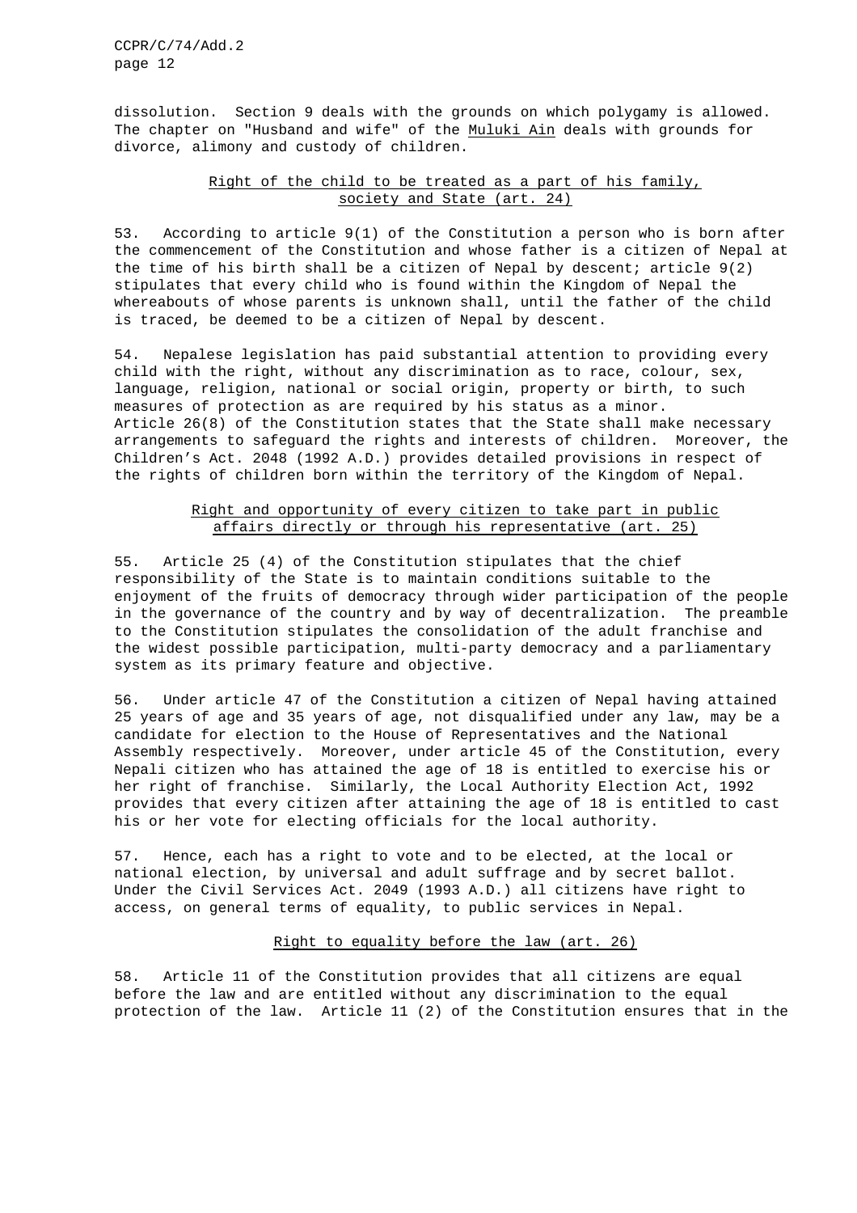dissolution. Section 9 deals with the grounds on which polygamy is allowed. The chapter on "Husband and wife" of the Muluki Ain deals with grounds for divorce, alimony and custody of children.

### Right of the child to be treated as a part of his family, society and State (art. 24)

53. According to article 9(1) of the Constitution a person who is born after the commencement of the Constitution and whose father is a citizen of Nepal at the time of his birth shall be a citizen of Nepal by descent; article 9(2) stipulates that every child who is found within the Kingdom of Nepal the whereabouts of whose parents is unknown shall, until the father of the child is traced, be deemed to be a citizen of Nepal by descent.

54. Nepalese legislation has paid substantial attention to providing every child with the right, without any discrimination as to race, colour, sex, language, religion, national or social origin, property or birth, to such measures of protection as are required by his status as a minor. Article 26(8) of the Constitution states that the State shall make necessary arrangements to safeguard the rights and interests of children. Moreover, the Children's Act. 2048 (1992 A.D.) provides detailed provisions in respect of the rights of children born within the territory of the Kingdom of Nepal.

### Right and opportunity of every citizen to take part in public affairs directly or through his representative (art. 25)

55. Article 25 (4) of the Constitution stipulates that the chief responsibility of the State is to maintain conditions suitable to the enjoyment of the fruits of democracy through wider participation of the people in the governance of the country and by way of decentralization. The preamble to the Constitution stipulates the consolidation of the adult franchise and the widest possible participation, multi-party democracy and a parliamentary system as its primary feature and objective.

56. Under article 47 of the Constitution a citizen of Nepal having attained 25 years of age and 35 years of age, not disqualified under any law, may be a candidate for election to the House of Representatives and the National Assembly respectively. Moreover, under article 45 of the Constitution, every Nepali citizen who has attained the age of 18 is entitled to exercise his or her right of franchise. Similarly, the Local Authority Election Act, 1992 provides that every citizen after attaining the age of 18 is entitled to cast his or her vote for electing officials for the local authority.

57. Hence, each has a right to vote and to be elected, at the local or national election, by universal and adult suffrage and by secret ballot. Under the Civil Services Act. 2049 (1993 A.D.) all citizens have right to access, on general terms of equality, to public services in Nepal.

### Right to equality before the law (art. 26)

58. Article 11 of the Constitution provides that all citizens are equal before the law and are entitled without any discrimination to the equal protection of the law. Article 11 (2) of the Constitution ensures that in the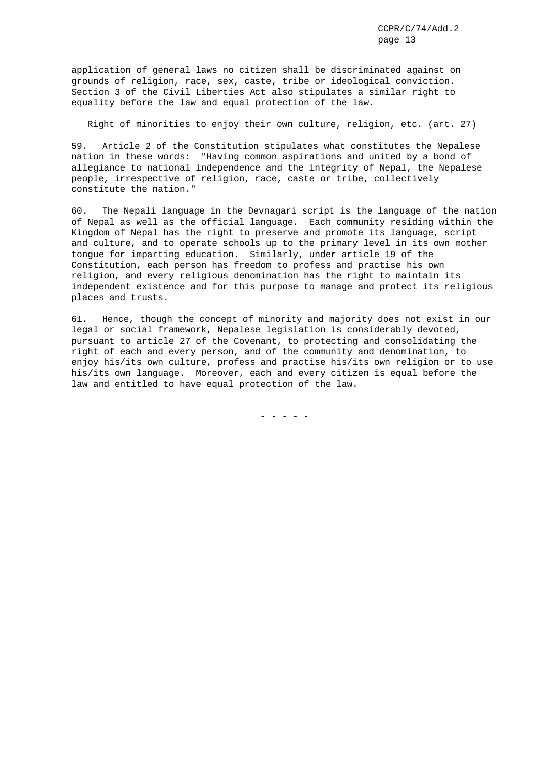application of general laws no citizen shall be discriminated against on grounds of religion, race, sex, caste, tribe or ideological conviction. Section 3 of the Civil Liberties Act also stipulates a similar right to equality before the law and equal protection of the law.

### Right of minorities to enjoy their own culture, religion, etc. (art. 27)

59. Article 2 of the Constitution stipulates what constitutes the Nepalese nation in these words: "Having common aspirations and united by a bond of allegiance to national independence and the integrity of Nepal, the Nepalese people, irrespective of religion, race, caste or tribe, collectively constitute the nation."

60. The Nepali language in the Devnagari script is the language of the nation of Nepal as well as the official language. Each community residing within the Kingdom of Nepal has the right to preserve and promote its language, script and culture, and to operate schools up to the primary level in its own mother tongue for imparting education. Similarly, under article 19 of the Constitution, each person has freedom to profess and practise his own religion, and every religious denomination has the right to maintain its independent existence and for this purpose to manage and protect its religious places and trusts.

61. Hence, though the concept of minority and majority does not exist in our legal or social framework, Nepalese legislation is considerably devoted, pursuant to article 27 of the Covenant, to protecting and consolidating the right of each and every person, and of the community and denomination, to enjoy his/its own culture, profess and practise his/its own religion or to use his/its own language. Moreover, each and every citizen is equal before the law and entitled to have equal protection of the law.

- - - - -